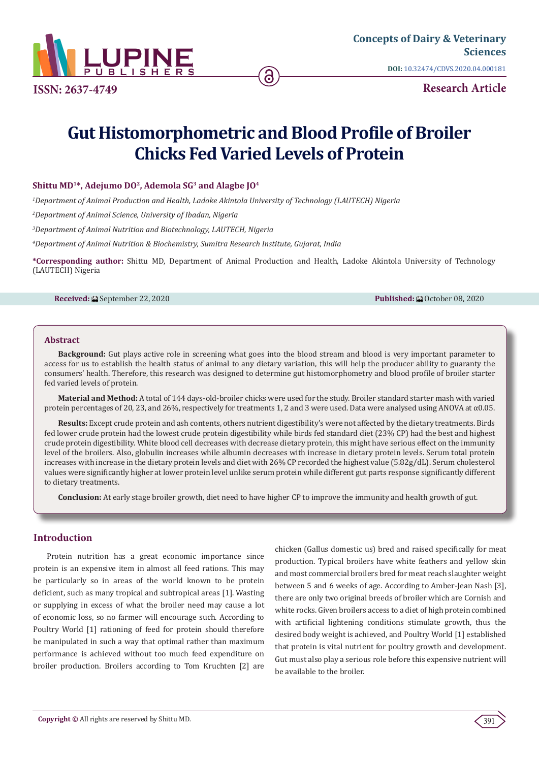Concepts of Dairy & Veterinary Sciences

DOI: 10.32474/CDVS.2020.04.000181

ISSN: 2637-4749

Research Article

# Gut Histomorphometric and Blood Profile of Broiler Chicks Fed Varied Levels of Protein

**Shittu MD[1]*, Adejumo DO[2], Ademola SG[3] and Alagbe JO[4]**

[1]*Department of Animal Production and Health, Ladoke Akintola University of Technology (LAUTECH) Nigeria*

[2]*Department of Animal Science, University of Ibadan, Nigeria*

[3]*Department of Animal Nutrition and Biotechnology, LAUTECH, Nigeria*

[4]*Department of Animal Nutrition & Biochemistry, Sumitra Research Institute, Gujarat, India*

**\*Corresponding author:** Shittu MD, Department of Animal Production and Health, Ladoke Akintola University of Technology (LAUTECH) Nigeria

**Received:** September 22, 2020 **Published:** October 08, 2020

## Abstract

**Background:** Gut plays active role in screening what goes into the blood stream and blood is very important parameter to access for us to establish the health status of animal to any dietary variation, this will help the producer ability to guaranty the consumers' health. Therefore, this research was designed to determine gut histomorphometry and blood profile of broiler starter fed varied levels of protein.

**Material and Method:** A total of 144 days-old-broiler chicks were used for the study. Broiler standard starter mash with varied protein percentages of 20, 23, and 26%, respectively for treatments 1, 2 and 3 were used. Data were analysed using ANOVA at α0.05.

**Results:** Except crude protein and ash contents, others nutrient digestibility's were not affected by the dietary treatments. Birds fed lower crude protein had the lowest crude protein digestibility while birds fed standard diet (23% CP) had the best and highest crude protein digestibility. White blood cell decreases with decrease dietary protein, this might have serious effect on the immunity level of the broilers. Also, globulin increases while albumin decreases with increase in dietary protein levels. Serum total protein increases with increase in the dietary protein levels and diet with 26% CP recorded the highest value (5.82g/dL). Serum cholesterol values were significantly higher at lower protein level unlike serum protein while different gut parts response significantly different to dietary treatments.

**Conclusion:** At early stage broiler growth, diet need to have higher CP to improve the immunity and health growth of gut.

## Introduction

Protein nutrition has a great economic importance since protein is an expensive item in almost all feed rations. This may be particularly so in areas of the world known to be protein deficient, such as many tropical and subtropical areas [1]. Wasting or supplying in excess of what the broiler need may cause a lot of economic loss, so no farmer will encourage such. According to Poultry World [1] rationing of feed for protein should therefore be manipulated in such a way that optimal rather than maximum performance is achieved without too much feed expenditure on broiler production. Broilers according to Tom Kruchten [2] are chicken (Gallus domestic us) bred and raised specifically for meat production. Typical broilers have white feathers and yellow skin and most commercial broilers bred for meat reach slaughter weight between 5 and 6 weeks of age. According to Amber-Jean Nash [3], there are only two original breeds of broiler which are Cornish and white rocks. Given broilers access to a diet of high protein combined with artificial lightening conditions stimulate growth, thus the desired body weight is achieved, and Poultry World [1] established that protein is vital nutrient for poultry growth and development. Gut must also play a serious role before this expensive nutrient will be available to the broiler.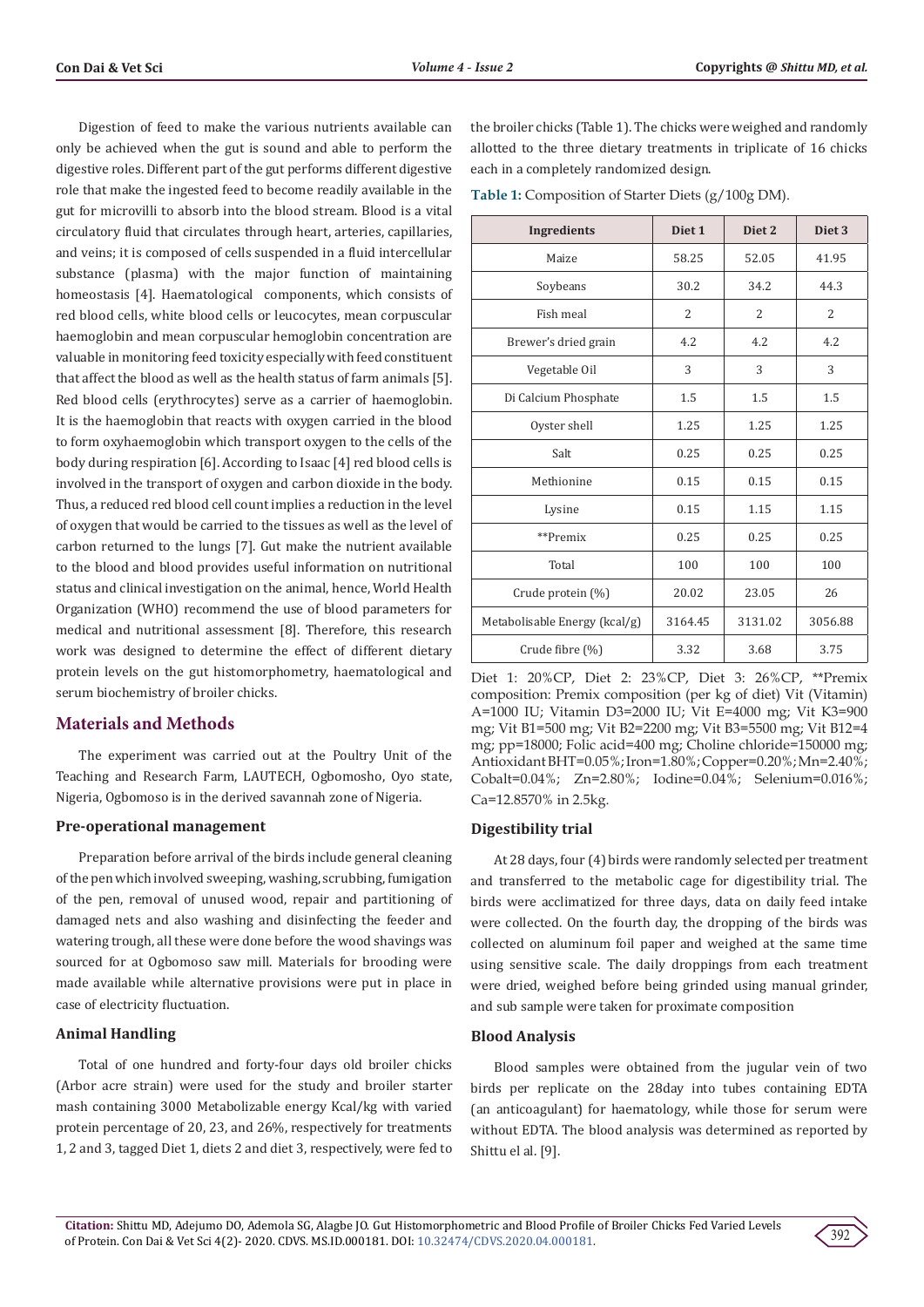Digestion of feed to make the various nutrients available can only be achieved when the gut is sound and able to perform the digestive roles. Different part of the gut performs different digestive role that make the ingested feed to become readily available in the gut for microvilli to absorb into the blood stream. Blood is a vital circulatory fluid that circulates through heart, arteries, capillaries, and veins; it is composed of cells suspended in a fluid intercellular substance (plasma) with the major function of maintaining homeostasis [4]. Haematological components, which consists of red blood cells, white blood cells or leucocytes, mean corpuscular haemoglobin and mean corpuscular hemoglobin concentration are valuable in monitoring feed toxicity especially with feed constituent that affect the blood as well as the health status of farm animals [5]. Red blood cells (erythrocytes) serve as a carrier of haemoglobin. It is the haemoglobin that reacts with oxygen carried in the blood to form oxyhaemoglobin which transport oxygen to the cells of the body during respiration [6]. According to Isaac [4] red blood cells is involved in the transport of oxygen and carbon dioxide in the body. Thus, a reduced red blood cell count implies a reduction in the level of oxygen that would be carried to the tissues as well as the level of carbon returned to the lungs [7]. Gut make the nutrient available to the blood and blood provides useful information on nutritional status and clinical investigation on the animal, hence, World Health Organization (WHO) recommend the use of blood parameters for medical and nutritional assessment [8]. Therefore, this research work was designed to determine the effect of different dietary protein levels on the gut histomorphometry, haematological and serum biochemistry of broiler chicks.

## Materials and Methods

The experiment was carried out at the Poultry Unit of the Teaching and Research Farm, LAUTECH, Ogbomosho, Oyo state, Nigeria, Ogbomoso is in the derived savannah zone of Nigeria.

### Pre-operational management

Preparation before arrival of the birds include general cleaning of the pen which involved sweeping, washing, scrubbing, fumigation of the pen, removal of unused wood, repair and partitioning of damaged nets and also washing and disinfecting the feeder and watering trough, all these were done before the wood shavings was sourced for at Ogbomoso saw mill. Materials for brooding were made available while alternative provisions were put in place in case of electricity fluctuation.

### Animal Handling

Total of one hundred and forty-four days old broiler chicks (Arbor acre strain) were used for the study and broiler starter mash containing 3000 Metabolizable energy Kcal/kg with varied protein percentage of 20, 23, and 26%, respectively for treatments 1, 2 and 3, tagged Diet 1, diets 2 and diet 3, respectively, were fed to the broiler chicks (Table 1). The chicks were weighed and randomly allotted to the three dietary treatments in triplicate of 16 chicks each in a completely randomized design.

**Table 1:** Composition of Starter Diets (g/100g DM).

| Ingredients | Diet 1 | Diet 2 | Diet 3 |
|---|---|---|---|
| Maize | 58.25 | 52.05 | 41.95 |
| Soybeans | 30.2 | 34.2 | 44.3 |
| Fish meal | 2 | 2 | 2 |
| Brewer's dried grain | 4.2 | 4.2 | 4.2 |
| Vegetable Oil | 3 | 3 | 3 |
| Di Calcium Phosphate | 1.5 | 1.5 | 1.5 |
| Oyster shell | 1.25 | 1.25 | 1.25 |
| Salt | 0.25 | 0.25 | 0.25 |
| Methionine | 0.15 | 0.15 | 0.15 |
| Lysine | 0.15 | 1.15 | 1.15 |
| **Premix | 0.25 | 0.25 | 0.25 |
| Total | 100 | 100 | 100 |
| Crude protein (%) | 20.02 | 23.05 | 26 |
| Metabolisable Energy (kcal/g) | 3164.45 | 3131.02 | 3056.88 |
| Crude fibre (%) | 3.32 | 3.68 | 3.75 |

Diet 1: 20%CP, Diet 2: 23%CP, Diet 3: 26%CP, **Premix composition: Premix composition (per kg of diet) Vit (Vitamin) A=1000 IU; Vitamin D3=2000 IU; Vit E=4000 mg; Vit K3=900 mg; Vit B1=500 mg; Vit B2=2200 mg; Vit B3=5500 mg; Vit B12=4 mg; pp=18000; Folic acid=400 mg; Choline chloride=150000 mg; Antioxidant BHT=0.05%; Iron=1.80%; Copper=0.20%; Mn=2.40%; Cobalt=0.04%; Zn=2.80%; Iodine=0.04%; Selenium=0.016%; Ca=12.8570% in 2.5kg.

### Digestibility trial

At 28 days, four (4) birds were randomly selected per treatment and transferred to the metabolic cage for digestibility trial. The birds were acclimatized for three days, data on daily feed intake were collected. On the fourth day, the dropping of the birds was collected on aluminum foil paper and weighed at the same time using sensitive scale. The daily droppings from each treatment were dried, weighed before being grinded using manual grinder, and sub sample were taken for proximate composition

### Blood Analysis

Blood samples were obtained from the jugular vein of two birds per replicate on the 28day into tubes containing EDTA (an anticoagulant) for haematology, while those for serum were without EDTA. The blood analysis was determined as reported by Shittu el al. [9].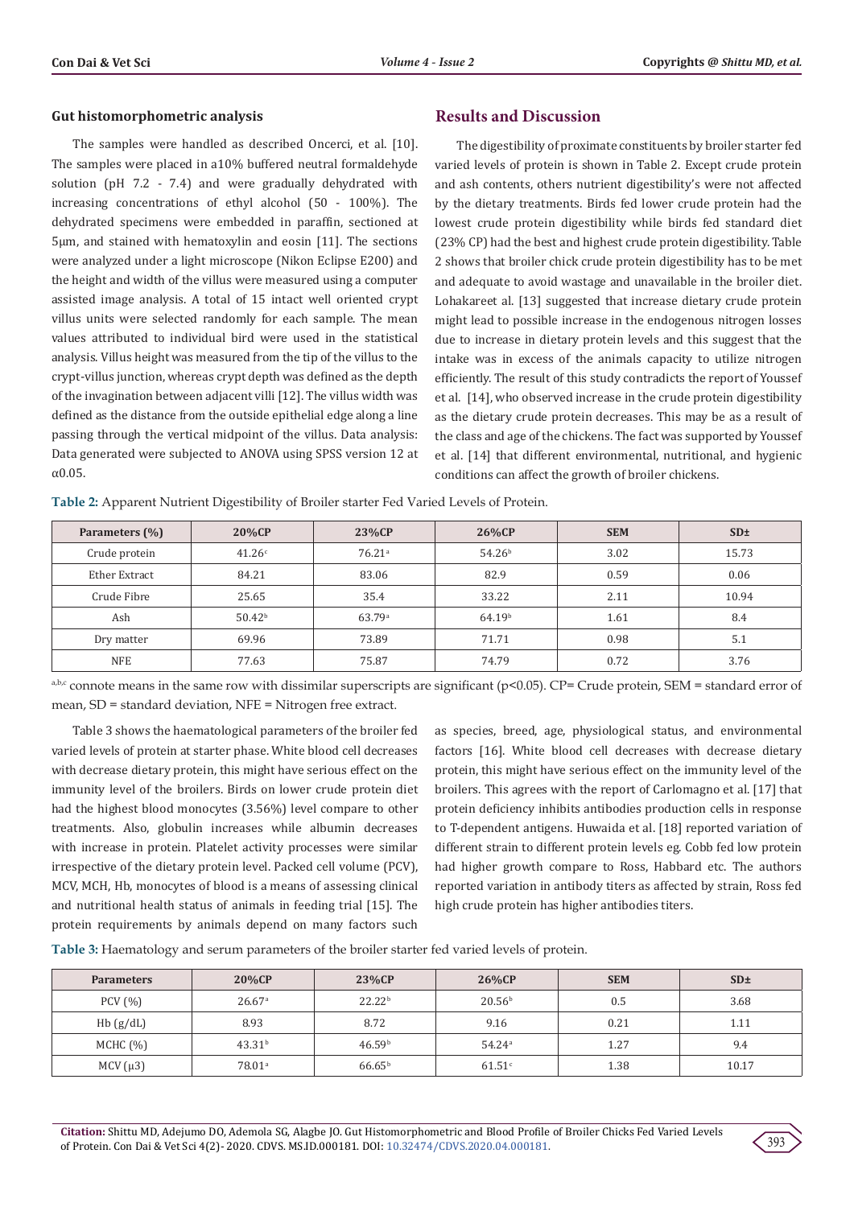### Gut histomorphometric analysis

The samples were handled as described Oncerci, et al. [10]. The samples were placed in a10% buffered neutral formaldehyde solution (pH 7.2 - 7.4) and were gradually dehydrated with increasing concentrations of ethyl alcohol (50 - 100%). The dehydrated specimens were embedded in paraffin, sectioned at 5μm, and stained with hematoxylin and eosin [11]. The sections were analyzed under a light microscope (Nikon Eclipse E200) and the height and width of the villus were measured using a computer assisted image analysis. A total of 15 intact well oriented crypt villus units were selected randomly for each sample. The mean values attributed to individual bird were used in the statistical analysis. Villus height was measured from the tip of the villus to the crypt-villus junction, whereas crypt depth was defined as the depth of the invagination between adjacent villi [12]. The villus width was defined as the distance from the outside epithelial edge along a line passing through the vertical midpoint of the villus. Data analysis: Data generated were subjected to ANOVA using SPSS version 12 at α0.05.

## Results and Discussion

The digestibility of proximate constituents by broiler starter fed varied levels of protein is shown in Table 2. Except crude protein and ash contents, others nutrient digestibility's were not affected by the dietary treatments. Birds fed lower crude protein had the lowest crude protein digestibility while birds fed standard diet (23% CP) had the best and highest crude protein digestibility. Table 2 shows that broiler chick crude protein digestibility has to be met and adequate to avoid wastage and unavailable in the broiler diet. Lohakareet al. [13] suggested that increase dietary crude protein might lead to possible increase in the endogenous nitrogen losses due to increase in dietary protein levels and this suggest that the intake was in excess of the animals capacity to utilize nitrogen efficiently. The result of this study contradicts the report of Youssef et al. [14], who observed increase in the crude protein digestibility as the dietary crude protein decreases. This may be as a result of the class and age of the chickens. The fact was supported by Youssef et al. [14] that different environmental, nutritional, and hygienic conditions can affect the growth of broiler chickens.

**Table 2:** Apparent Nutrient Digestibility of Broiler starter Fed Varied Levels of Protein.

| Parameters (%) | 20%CP | 23%CP | 26%CP | SEM | SD± |
|---|---|---|---|---|---|
| Crude protein | 41.26[c] | 76.21[a] | 54.26[b] | 3.02 | 15.73 |
| Ether Extract | 84.21 | 83.06 | 82.9 | 0.59 | 0.06 |
| Crude Fibre | 25.65 | 35.4 | 33.22 | 2.11 | 10.94 |
| Ash | 50.42[b] | 63.79[a] | 64.19[b] | 1.61 | 8.4 |
| Dry matter | 69.96 | 73.89 | 71.71 | 0.98 | 5.1 |
| NFE | 77.63 | 75.87 | 74.79 | 0.72 | 3.76 |

[a,b,c] connote means in the same row with dissimilar superscripts are significant (p<0.05). CP= Crude protein, SEM = standard error of mean, SD = standard deviation, NFE = Nitrogen free extract.

Table 3 shows the haematological parameters of the broiler fed varied levels of protein at starter phase. White blood cell decreases with decrease dietary protein, this might have serious effect on the immunity level of the broilers. Birds on lower crude protein diet had the highest blood monocytes (3.56%) level compare to other treatments. Also, globulin increases while albumin decreases with increase in protein. Platelet activity processes were similar irrespective of the dietary protein level. Packed cell volume (PCV), MCV, MCH, Hb, monocytes of blood is a means of assessing clinical and nutritional health status of animals in feeding trial [15]. The protein requirements by animals depend on many factors such as species, breed, age, physiological status, and environmental factors [16]. White blood cell decreases with decrease dietary protein, this might have serious effect on the immunity level of the broilers. This agrees with the report of Carlomagno et al. [17] that protein deficiency inhibits antibodies production cells in response to T-dependent antigens. Huwaida et al. [18] reported variation of different strain to different protein levels eg. Cobb fed low protein had higher growth compare to Ross, Habbard etc. The authors reported variation in antibody titers as affected by strain, Ross fed high crude protein has higher antibodies titers.

**Table 3:** Haematology and serum parameters of the broiler starter fed varied levels of protein.

| Parameters | 20%CP | 23%CP | 26%CP | SEM | SD± |
|---|---|---|---|---|---|
| PCV (%) | 26.67[a] | 22.22[b] | 20.56[b] | 0.5 | 3.68 |
| Hb (g/dL) | 8.93 | 8.72 | 9.16 | 0.21 | 1.11 |
| MCHC (%) | 43.31[b] | 46.59[b] | 54.24[a] | 1.27 | 9.4 |
| MCV (μ3) | 78.01[a] | 66.65[b] | 61.51[c] | 1.38 | 10.17 |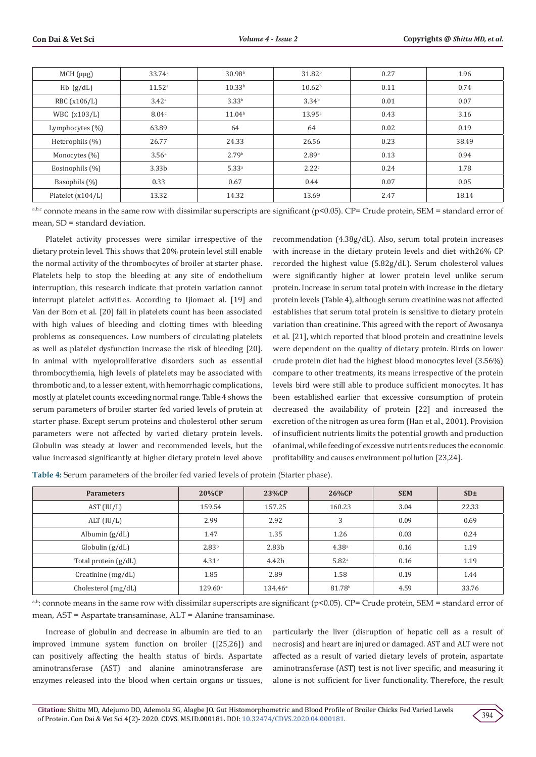| MCH (μμg) | 33.74[a] | 30.98[b] | 31.82[b] | 0.27 | 1.96 |
|---|---|---|---|---|---|
| Hb (g/dL) | 11.52[a] | 10.33[b] | 10.62[b] | 0.11 | 0.74 |
| RBC (x106/L) | 3.42[a] | 3.33[b] | 3.34[b] | 0.01 | 0.07 |
| WBC (x103/L) | 8.04[c] | 11.04[b] | 13.95[a] | 0.43 | 3.16 |
| Lymphocytes (%) | 63.89 | 64 | 64 | 0.02 | 0.19 |
| Heterophils (%) | 26.77 | 24.33 | 26.56 | 0.23 | 38.49 |
| Monocytes (%) | 3.56[a] | 2.79[b] | 2.89[b] | 0.13 | 0.94 |
| Eosinophils (%) | 3.33b | 5.33[a] | 2.22[c] | 0.24 | 1.78 |
| Basophils (%) | 0.33 | 0.67 | 0.44 | 0.07 | 0.05 |
| Platelet (x104/L) | 13.32 | 14.32 | 13.69 | 2.47 | 18.14 |

[a,b,c] connote means in the same row with dissimilar superscripts are significant ($p<0.05$). CP= Crude protein, SEM = standard error of mean, SD = standard deviation.

Platelet activity processes were similar irrespective of the dietary protein level. This shows that 20% protein level still enable the normal activity of the thrombocytes of broiler at starter phase. Platelets help to stop the bleeding at any site of endothelium interruption, this research indicate that protein variation cannot interrupt platelet activities. According to Ijiomaet al. [19] and Van der Bom et al. [20] fall in platelets count has been associated with high values of bleeding and clotting times with bleeding problems as consequences. Low numbers of circulating platelets as well as platelet dysfunction increase the risk of bleeding [20]. In animal with myeloproliferative disorders such as essential thrombocythemia, high levels of platelets may be associated with thrombotic and, to a lesser extent, with hemorrhagic complications, mostly at platelet counts exceeding normal range. Table 4 shows the serum parameters of broiler starter fed varied levels of protein at starter phase. Except serum proteins and cholesterol other serum parameters were not affected by varied dietary protein levels. Globulin was steady at lower and recommended levels, but the value increased significantly at higher dietary protein level above recommendation (4.38g/dL). Also, serum total protein increases with increase in the dietary protein levels and diet with26% CP recorded the highest value (5.82g/dL). Serum cholesterol values were significantly higher at lower protein level unlike serum protein. Increase in serum total protein with increase in the dietary protein levels (Table 4), although serum creatinine was not affected establishes that serum total protein is sensitive to dietary protein variation than creatinine. This agreed with the report of Awosanya et al. [21], which reported that blood protein and creatinine levels were dependent on the quality of dietary protein. Birds on lower crude protein diet had the highest blood monocytes level (3.56%) compare to other treatments, its means irrespective of the protein levels bird were still able to produce sufficient monocytes. It has been established earlier that excessive consumption of protein decreased the availability of protein [22] and increased the excretion of the nitrogen as urea form (Han et al., 2001). Provision of insufficient nutrients limits the potential growth and production of animal, while feeding of excessive nutrients reduces the economic profitability and causes environment pollution [23,24].

**Table 4:** Serum parameters of the broiler fed varied levels of protein (Starter phase).

| Parameters | 20%CP | 23%CP | 26%CP | SEM | SD± |
|---|---|---|---|---|---|
| AST (IU/L) | 159.54 | 157.25 | 160.23 | 3.04 | 22.33 |
| ALT (IU/L) | 2.99 | 2.92 | 3 | 0.09 | 0.69 |
| Albumin (g/dL) | 1.47 | 1.35 | 1.26 | 0.03 | 0.24 |
| Globulin (g/dL) | 2.83[b] | 2.83b | 4.38[a] | 0.16 | 1.19 |
| Total protein (g/dL) | 4.31[b] | 4.42b | 5.82[a] | 0.16 | 1.19 |
| Creatinine (mg/dL) | 1.85 | 2.89 | 1.58 | 0.19 | 1.44 |
| Cholesterol (mg/dL) | 129.60[a] | 134.46[a] | 81.78[b] | 4.59 | 33.76 |

[a,b]: connote means in the same row with dissimilar superscripts are significant ($p<0.05$). CP= Crude protein, SEM = standard error of mean, AST = Aspartate transaminase, ALT = Alanine transaminase.

Increase of globulin and decrease in albumin are tied to an improved immune system function on broiler ([25,26]) and can positively affecting the health status of birds. Aspartate aminotransferase (AST) and alanine aminotransferase are enzymes released into the blood when certain organs or tissues, particularly the liver (disruption of hepatic cell as a result of necrosis) and heart are injured or damaged. AST and ALT were not affected as a result of varied dietary levels of protein, aspartate aminotransferase (AST) test is not liver specific, and measuring it alone is not sufficient for liver functionality. Therefore, the result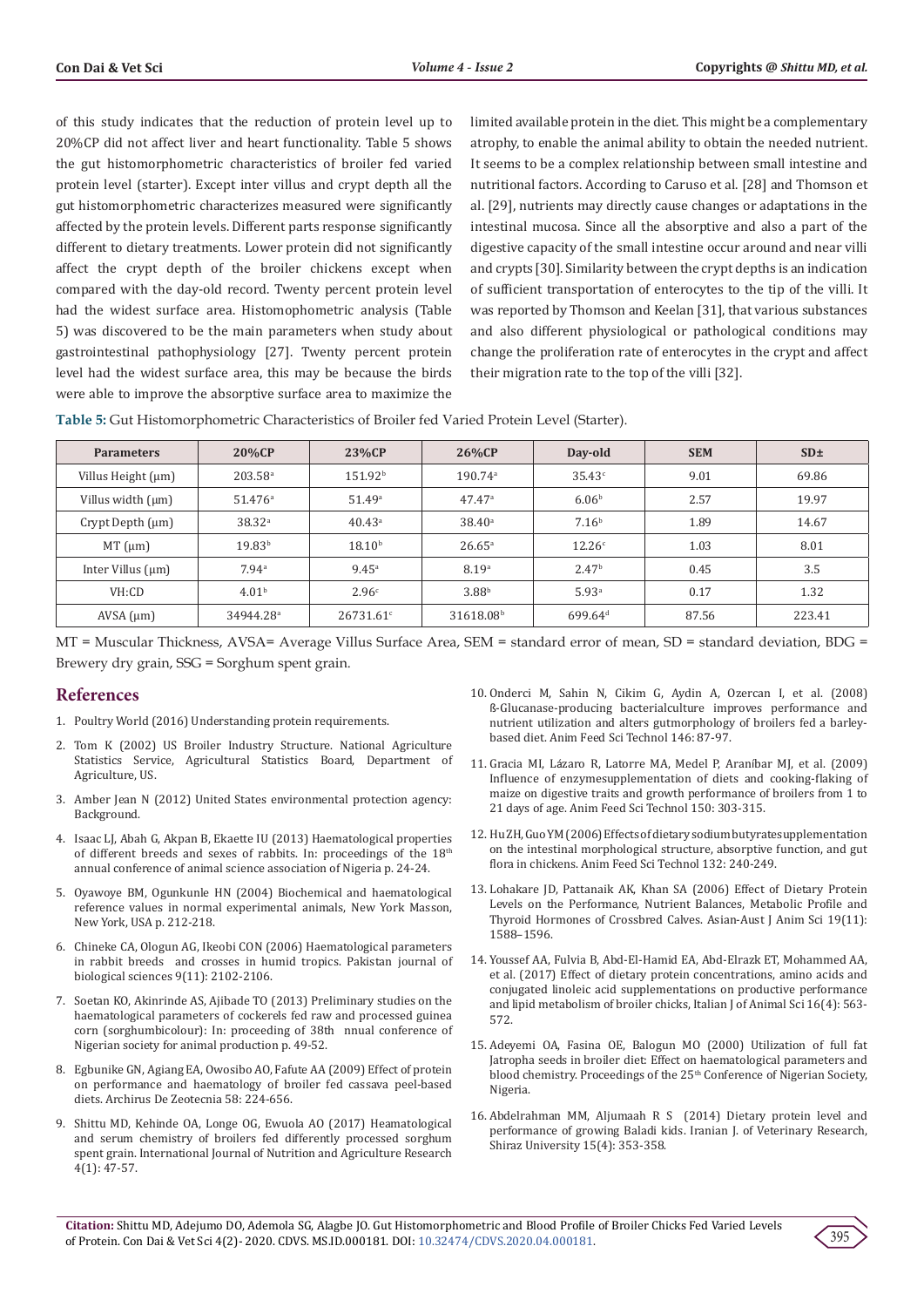of this study indicates that the reduction of protein level up to 20%CP did not affect liver and heart functionality. Table 5 shows the gut histomorphometric characteristics of broiler fed varied protein level (starter). Except inter villus and crypt depth all the gut histomorphometric characterizes measured were significantly affected by the protein levels. Different parts response significantly different to dietary treatments. Lower protein did not significantly affect the crypt depth of the broiler chickens except when compared with the day-old record. Twenty percent protein level had the widest surface area. Histomophometric analysis (Table 5) was discovered to be the main parameters when study about gastrointestinal pathophysiology [27]. Twenty percent protein level had the widest surface area, this may be because the birds were able to improve the absorptive surface area to maximize the limited available protein in the diet. This might be a complementary atrophy, to enable the animal ability to obtain the needed nutrient. It seems to be a complex relationship between small intestine and nutritional factors. According to Caruso et al. [28] and Thomson et al. [29], nutrients may directly cause changes or adaptations in the intestinal mucosa. Since all the absorptive and also a part of the digestive capacity of the small intestine occur around and near villi and crypts [30]. Similarity between the crypt depths is an indication of sufficient transportation of enterocytes to the tip of the villi. It was reported by Thomson and Keelan [31], that various substances and also different physiological or pathological conditions may change the proliferation rate of enterocytes in the crypt and affect their migration rate to the top of the villi [32].

**Table 5:** Gut Histomorphometric Characteristics of Broiler fed Varied Protein Level (Starter).

| Parameters | 20%CP | 23%CP | 26%CP | Day-old | SEM | SD± |
|---|---|---|---|---|---|---|
| Villus Height (μm) | 203.58[a] | 151.92[b] | 190.74[a] | 35.43[c] | 9.01 | 69.86 |
| Villus width (μm) | 51.476[a] | 51.49[a] | 47.47[a] | 6.06[b] | 2.57 | 19.97 |
| Crypt Depth (μm) | 38.32[a] | 40.43[a] | 38.40[a] | 7.16[b] | 1.89 | 14.67 |
| MT (μm) | 19.83[b] | 18.10[b] | 26.65[a] | 12.26[c] | 1.03 | 8.01 |
| Inter Villus (μm) | 7.94[a] | 9.45[a] | 8.19[a] | 2.47[b] | 0.45 | 3.5 |
| VH:CD | 4.01[b] | 2.96[c] | 3.88[b] | 5.93[a] | 0.17 | 1.32 |
| AVSA (μm) | 34944.28[a] | 26731.61[c] | 31618.08[b] | 699.64[d] | 87.56 | 223.41 |

MT = Muscular Thickness, AVSA= Average Villus Surface Area, SEM = standard error of mean, SD = standard deviation, BDG = Brewery dry grain, SSG = Sorghum spent grain.

## References

1. Poultry World (2016) Understanding protein requirements.
2. Tom K (2002) US Broiler Industry Structure. National Agriculture Statistics Service, Agricultural Statistics Board, Department of Agriculture, US.
3. Amber Jean N (2012) United States environmental protection agency: Background.
4. Isaac LJ, Abah G, Akpan B, Ekaette IU (2013) Haematological properties of different breeds and sexes of rabbits. In: proceedings of the 18th annual conference of animal science association of Nigeria p. 24-24.
5. Oyawoye BM, Ogunkunle HN (2004) Biochemical and haematological reference values in normal experimental animals, New York Masson, New York, USA p. 212-218.
6. Chineke CA, Ologun AG, Ikeobi CON (2006) Haematological parameters in rabbit breeds and crosses in humid tropics. Pakistan journal of biological sciences 9(11): 2102-2106.
7. Soetan KO, Akinrinde AS, Ajibade TO (2013) Preliminary studies on the haematological parameters of cockerels fed raw and processed guinea corn (sorghumbicolour): In: proceeding of 38th nnual conference of Nigerian society for animal production p. 49-52.
8. Egbunike GN, Agiang EA, Owosibo AO, Fafute AA (2009) Effect of protein on performance and haematology of broiler fed cassava peel-based diets. Archirus De Zeotecnia 58: 224-656.
9. Shittu MD, Kehinde OA, Longe OG, Ewuola AO (2017) Heamatological and serum chemistry of broilers fed differently processed sorghum spent grain. International Journal of Nutrition and Agriculture Research 4(1): 47-57.
10. Onderci M, Sahin N, Cikim G, Aydin A, Ozercan I, et al. (2008) ß-Glucanase-producing bacterialculture improves performance and nutrient utilization and alters gutmorphology of broilers fed a barley-based diet. Anim Feed Sci Technol 146: 87-97.
11. Gracia MI, Lázaro R, Latorre MA, Medel P, Araníbar MJ, et al. (2009) Influence of enzymesupplementation of diets and cooking-flaking of maize on digestive traits and growth performance of broilers from 1 to 21 days of age. Anim Feed Sci Technol 150: 303-315.
12. Hu ZH, Guo YM (2006) Effects of dietary sodium butyrate supplementation on the intestinal morphological structure, absorptive function, and gut flora in chickens. Anim Feed Sci Technol 132: 240-249.
13. Lohakare JD, Pattanaik AK, Khan SA (2006) Effect of Dietary Protein Levels on the Performance, Nutrient Balances, Metabolic Profile and Thyroid Hormones of Crossbred Calves. Asian-Aust J Anim Sci 19(11): 1588–1596.
14. Youssef AA, Fulvia B, Abd-El-Hamid EA, Abd-Elrazk ET, Mohammed AA, et al. (2017) Effect of dietary protein concentrations, amino acids and conjugated linoleic acid supplementations on productive performance and lipid metabolism of broiler chicks, Italian J of Animal Sci 16(4): 563-572.
15. Adeyemi OA, Fasina OE, Balogun MO (2000) Utilization of full fat Jatropha seeds in broiler diet: Effect on haematological parameters and blood chemistry. Proceedings of the 25th Conference of Nigerian Society, Nigeria.
16. Abdelrahman MM, Aljumaah R S (2014) Dietary protein level and performance of growing Baladi kids. Iranian J. of Veterinary Research, Shiraz University 15(4): 353-358.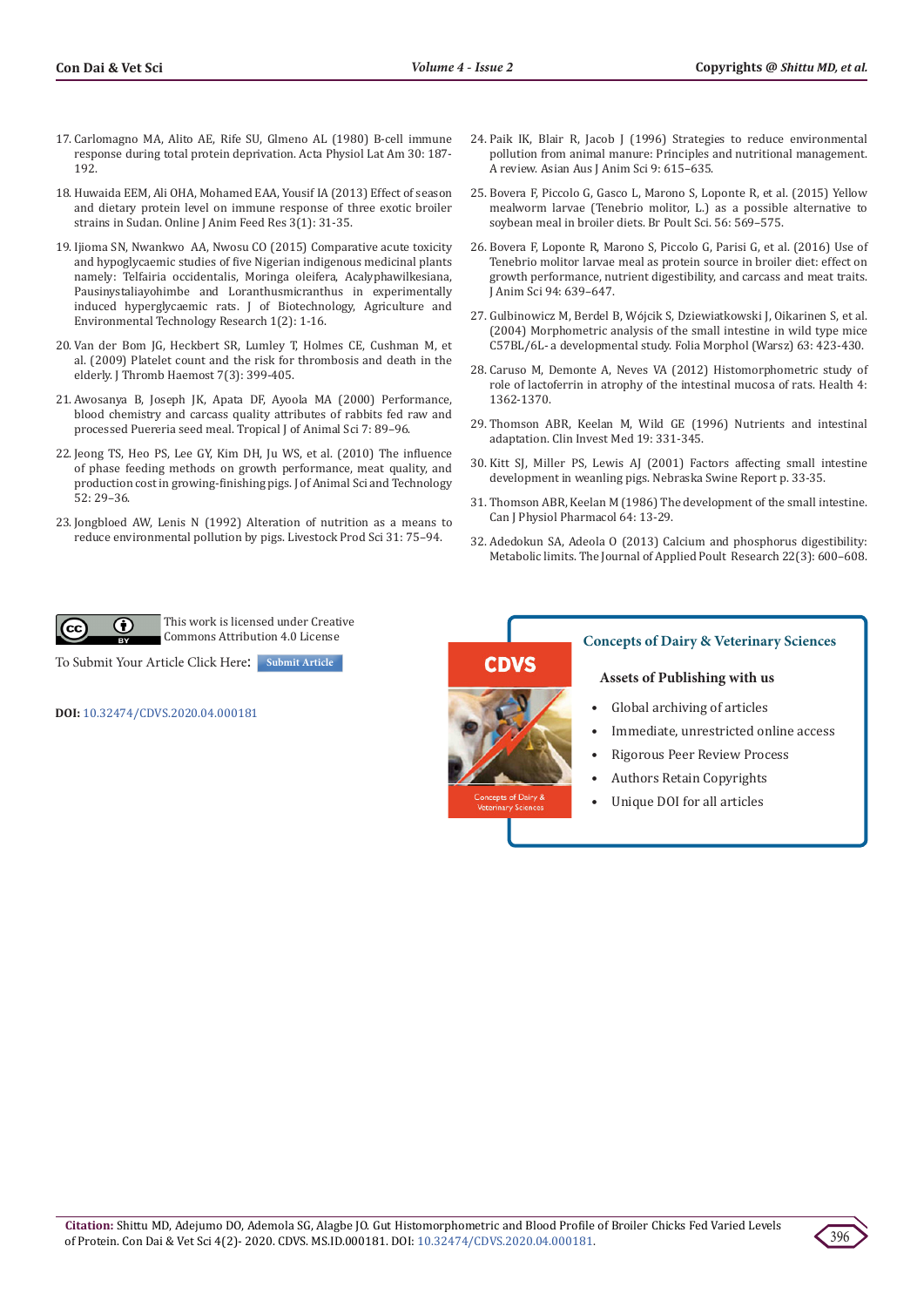17. Carlomagno MA, Alito AE, Rife SU, Glmeno AL (1980) B-cell immune response during total protein deprivation. Acta Physiol Lat Am 30: 187-192.
18. Huwaida EEM, Ali OHA, Mohamed EAA, Yousif IA (2013) Effect of season and dietary protein level on immune response of three exotic broiler strains in Sudan. Online J Anim Feed Res 3(1): 31-35.
19. Ijioma SN, Nwankwo AA, Nwosu CO (2015) Comparative acute toxicity and hypoglycaemic studies of five Nigerian indigenous medicinal plants namely: Telfairia occidentalis, Moringa oleifera, Acalyphawilkesiana, Pausinystaliayohimbe and Loranthusmicranthus in experimentally induced hyperglycaemic rats. J of Biotechnology, Agriculture and Environmental Technology Research 1(2): 1-16.
20. Van der Bom JG, Heckbert SR, Lumley T, Holmes CE, Cushman M, et al. (2009) Platelet count and the risk for thrombosis and death in the elderly. J Thromb Haemost 7(3): 399-405.
21. Awosanya B, Joseph JK, Apata DF, Ayoola MA (2000) Performance, blood chemistry and carcass quality attributes of rabbits fed raw and processed Puereria seed meal. Tropical J of Animal Sci 7: 89–96.
22. Jeong TS, Heo PS, Lee GY, Kim DH, Ju WS, et al. (2010) The influence of phase feeding methods on growth performance, meat quality, and production cost in growing-finishing pigs. J of Animal Sci and Technology 52: 29–36.
23. Jongbloed AW, Lenis N (1992) Alteration of nutrition as a means to reduce environmental pollution by pigs. Livestock Prod Sci 31: 75–94.
24. Paik IK, Blair R, Jacob J (1996) Strategies to reduce environmental pollution from animal manure: Principles and nutritional management. A review. Asian Aus J Anim Sci 9: 615–635.
25. Bovera F, Piccolo G, Gasco L, Marono S, Loponte R, et al. (2015) Yellow mealworm larvae (Tenebrio molitor, L.) as a possible alternative to soybean meal in broiler diets. Br Poult Sci. 56: 569–575.
26. Bovera F, Loponte R, Marono S, Piccolo G, Parisi G, et al. (2016) Use of Tenebrio molitor larvae meal as protein source in broiler diet: effect on growth performance, nutrient digestibility, and carcass and meat traits. J Anim Sci 94: 639–647.
27. Gulbinowicz M, Berdel B, Wójcik S, Dziewiatkowski J, Oikarinen S, et al. (2004) Morphometric analysis of the small intestine in wild type mice C57BL/6L- a developmental study. Folia Morphol (Warsz) 63: 423-430.
28. Caruso M, Demonte A, Neves VA (2012) Histomorphometric study of role of lactoferrin in atrophy of the intestinal mucosa of rats. Health 4: 1362-1370.
29. Thomson ABR, Keelan M, Wild GE (1996) Nutrients and intestinal adaptation. Clin Invest Med 19: 331-345.
30. Kitt SJ, Miller PS, Lewis AJ (2001) Factors affecting small intestine development in weanling pigs. Nebraska Swine Report p. 33-35.
31. Thomson ABR, Keelan M (1986) The development of the small intestine. Can J Physiol Pharmacol 64: 13-29.
32. Adedokun SA, Adeola O (2013) Calcium and phosphorus digestibility: Metabolic limits. The Journal of Applied Poult Research 22(3): 600–608.

This work is licensed under Creative Commons Attribution 4.0 License

To Submit Your Article Click Here: Submit Article

**DOI:** 10.32474/CDVS.2020.04.000181

**Concepts of Dairy & Veterinary Sciences**

**Assets of Publishing with us**

- Global archiving of articles
- Immediate, unrestricted online access
- Rigorous Peer Review Process
- Authors Retain Copyrights
- Unique DOI for all articles

**Citation:** Shittu MD, Adejumo DO, Ademola SG, Alagbe JO. Gut Histomorphometric and Blood Profile of Broiler Chicks Fed Varied Levels of Protein. Con Dai & Vet Sci 4(2)- 2020. CDVS. MS.ID.000181. DOI: 10.32474/CDVS.2020.04.000181.